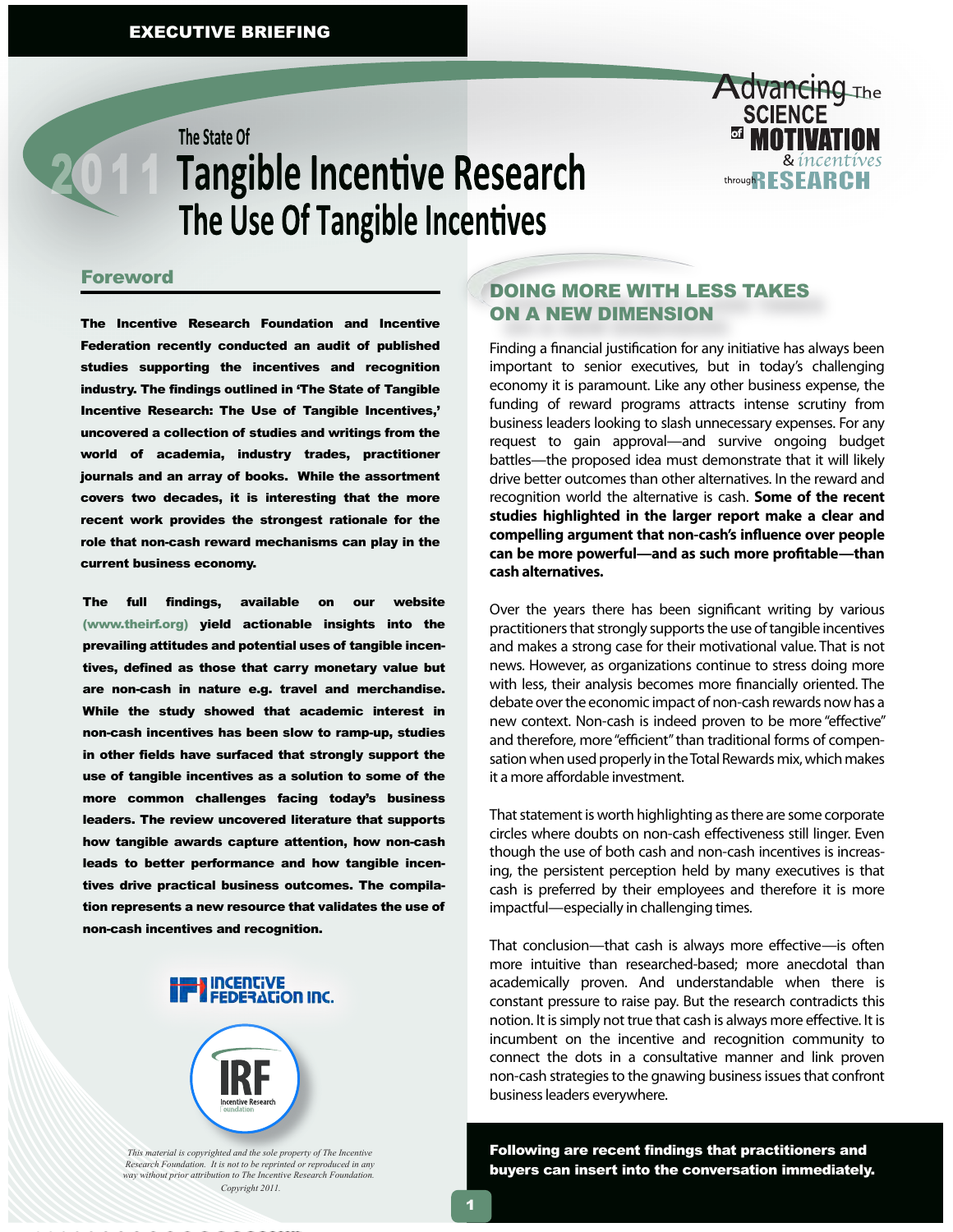EXECUTIVE BRIEFING

# 2011 The State Of Tangible Incentive Research: The Use Of Tangible Incentives

Advancing The SCIENCE of MOTIVATION & incentives through RESEARCH

## Foreword

**The Incentive Research Foundation and Incentive Federation recently conducted an audit of published studies supporting the incentives and recognition industry. The findings outlined in 'The State of Tangible Incentive Research: The Use of Tangible Incentives,' uncovered a collection of studies and writings from the world of academia, industry trades, practitioner journals and an array of books. While the assortment covers two decades, it is interesting that the more recent work provides the strongest rationale for the role that non-cash reward mechanisms can play in the current business economy.**

**The full findings, available on our website (www.theirf.org) yield actionable insights into the prevailing attitudes and potential uses of tangible incentives, defined as those that carry monetary value but are non-cash in nature e.g. travel and merchandise. While the study showed that academic interest in non-cash incentives has been slow to ramp-up, studies in other fields have surfaced that strongly support the use of tangible incentives as a solution to some of the more common challenges facing today's business leaders. The review uncovered literature that supports how tangible awards capture attention, how non-cash leads to better performance and how tangible incentives drive practical business outcomes. The compilation represents a new resource that validates the use of non-cash incentives and recognition.**

INCENTIVE FEDERATION INC.

IRF Incentive Research Foundation

*This material is copyrighted and the sole property of The Incentive Research Foundation. It is not to be reprinted or reproduced in any way without prior attribution to The Incentive Research Foundation. Copyright 2011.*

## DOING MORE WITH LESS TAKES ON A NEW DIMENSION

Finding a financial justification for any initiative has always been important to senior executives, but in today's challenging economy it is paramount. Like any other business expense, the funding of reward programs attracts intense scrutiny from business leaders looking to slash unnecessary expenses. For any request to gain approval—and survive ongoing budget battles—the proposed idea must demonstrate that it will likely drive better outcomes than other alternatives. In the reward and recognition world the alternative is cash. **Some of the recent studies highlighted in the larger report make a clear and compelling argument that non-cash's influence over people can be more powerful—and as such more profitable—than cash alternatives.**

Over the years there has been significant writing by various practitioners that strongly supports the use of tangible incentives and makes a strong case for their motivational value. That is not news. However, as organizations continue to stress doing more with less, their analysis becomes more financially oriented. The debate over the economic impact of non-cash rewards now has a new context. Non-cash is indeed proven to be more "effective" and therefore, more "efficient" than traditional forms of compensation when used properly in the Total Rewards mix, which makes it a more affordable investment.

That statement is worth highlighting as there are some corporate circles where doubts on non-cash effectiveness still linger. Even though the use of both cash and non-cash incentives is increasing, the persistent perception held by many executives is that cash is preferred by their employees and therefore it is more impactful—especially in challenging times.

That conclusion—that cash is always more effective—is often more intuitive than researched-based; more anecdotal than academically proven. And understandable when there is constant pressure to raise pay. But the research contradicts this notion. It is simply not true that cash is always more effective. It is incumbent on the incentive and recognition community to connect the dots in a consultative manner and link proven non-cash strategies to the gnawing business issues that confront business leaders everywhere.

**Following are recent findings that practitioners and buyers can insert into the conversation immediately.**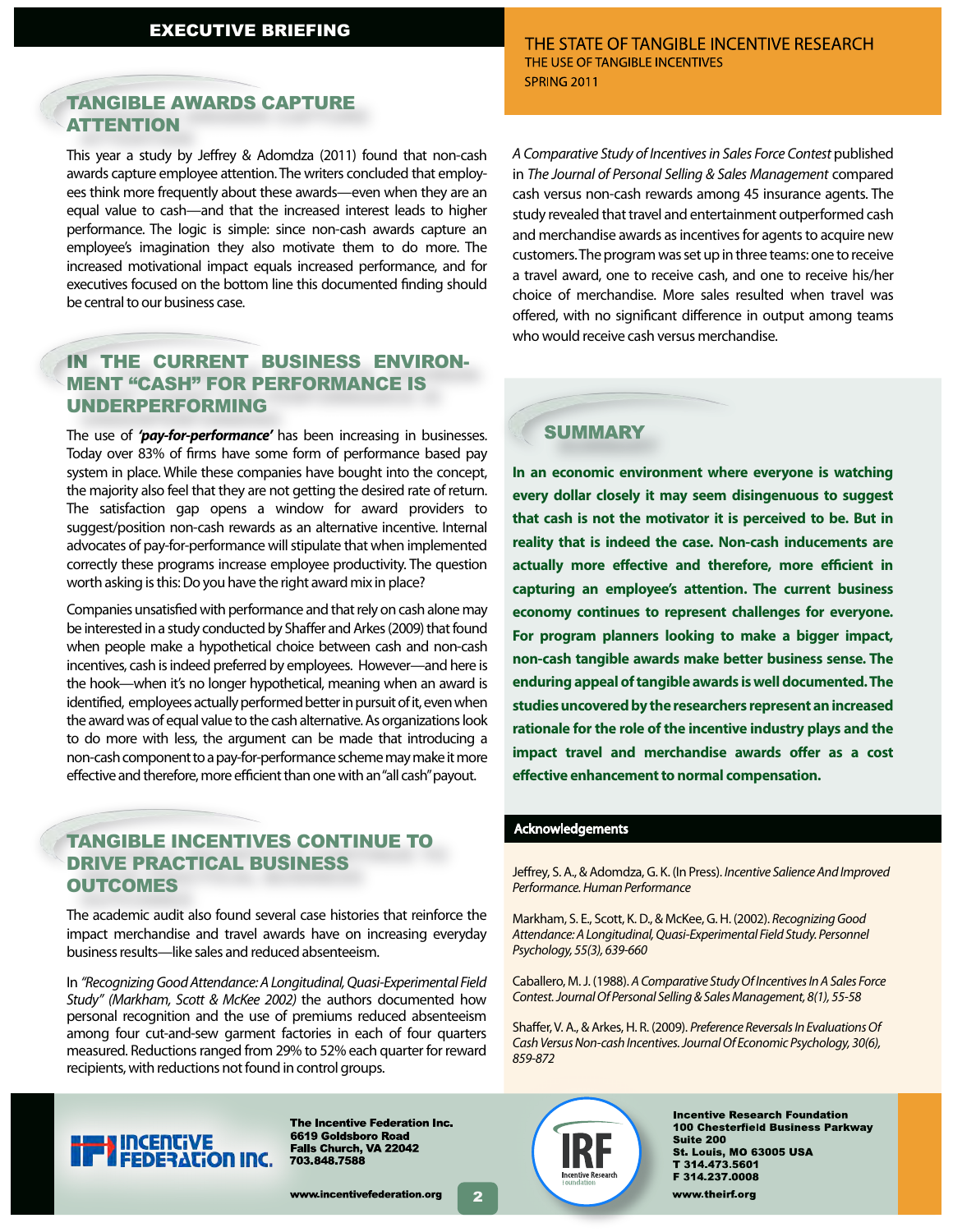EXECUTIVE BRIEFING

THE STATE OF TANGIBLE INCENTIVE RESEARCH
THE USE OF TANGIBLE INCENTIVES
SPRING 2011

## TANGIBLE AWARDS CAPTURE ATTENTION

This year a study by Jeffrey & Adomdza (2011) found that non-cash awards capture employee attention. The writers concluded that employees think more frequently about these awards—even when they are an equal value to cash—and that the increased interest leads to higher performance. The logic is simple: since non-cash awards capture an employee's imagination they also motivate them to do more. The increased motivational impact equals increased performance, and for executives focused on the bottom line this documented finding should be central to our business case.

## IN THE CURRENT BUSINESS ENVIRONMENT "CASH" FOR PERFORMANCE IS UNDERPERFORMING

The use of ***'pay-for-performance'*** has been increasing in businesses. Today over 83% of firms have some form of performance based pay system in place. While these companies have bought into the concept, the majority also feel that they are not getting the desired rate of return. The satisfaction gap opens a window for award providers to suggest/position non-cash rewards as an alternative incentive. Internal advocates of pay-for-performance will stipulate that when implemented correctly these programs increase employee productivity. The question worth asking is this: Do you have the right award mix in place?

Companies unsatisfied with performance and that rely on cash alone may be interested in a study conducted by Shaffer and Arkes (2009) that found when people make a hypothetical choice between cash and non-cash incentives, cash is indeed preferred by employees. However—and here is the hook—when it's no longer hypothetical, meaning when an award is identified, employees actually performed better in pursuit of it, even when the award was of equal value to the cash alternative. As organizations look to do more with less, the argument can be made that introducing a non-cash component to a pay-for-performance scheme may make it more effective and therefore, more efficient than one with an "all cash" payout.

## TANGIBLE INCENTIVES CONTINUE TO DRIVE PRACTICAL BUSINESS OUTCOMES

The academic audit also found several case histories that reinforce the impact merchandise and travel awards have on increasing everyday business results—like sales and reduced absenteeism.

In *"Recognizing Good Attendance: A Longitudinal, Quasi-Experimental Field Study" (Markham, Scott & McKee 2002)* the authors documented how personal recognition and the use of premiums reduced absenteeism among four cut-and-sew garment factories in each of four quarters measured. Reductions ranged from 29% to 52% each quarter for reward recipients, with reductions not found in control groups.

*A Comparative Study of Incentives in Sales Force Contest* published in *The Journal of Personal Selling & Sales Management* compared cash versus non-cash rewards among 45 insurance agents. The study revealed that travel and entertainment outperformed cash and merchandise awards as incentives for agents to acquire new customers. The program was set up in three teams: one to receive a travel award, one to receive cash, and one to receive his/her choice of merchandise. More sales resulted when travel was offered, with no significant difference in output among teams who would receive cash versus merchandise.

## SUMMARY

**In an economic environment where everyone is watching every dollar closely it may seem disingenuous to suggest that cash is not the motivator it is perceived to be. But in reality that is indeed the case. Non-cash inducements are actually more effective and therefore, more efficient in capturing an employee's attention. The current business economy continues to represent challenges for everyone. For program planners looking to make a bigger impact, non-cash tangible awards make better business sense. The enduring appeal of tangible awards is well documented. The studies uncovered by the researchers represent an increased rationale for the role of the incentive industry plays and the impact travel and merchandise awards offer as a cost effective enhancement to normal compensation.**

### Acknowledgements

Jeffrey, S. A., & Adomdza, G. K. (In Press). *Incentive Salience And Improved Performance. Human Performance*

Markham, S. E., Scott, K. D., & McKee, G. H. (2002). *Recognizing Good Attendance: A Longitudinal, Quasi-Experimental Field Study. Personnel Psychology, 55(3), 639-660*

Caballero, M. J. (1988). *A Comparative Study Of Incentives In A Sales Force Contest. Journal Of Personal Selling & Sales Management, 8(1), 55-58*

Shaffer, V. A., & Arkes, H. R. (2009). *Preference Reversals In Evaluations Of Cash Versus Non-cash Incentives. Journal Of Economic Psychology, 30(6), 859-872*

The Incentive Federation Inc.
6619 Goldsboro Road
Falls Church, VA 22042
703.848.7588

www.incentivefederation.org

Incentive Research Foundation
100 Chesterfield Business Parkway
Suite 200
St. Louis, MO 63005 USA
T 314.473.5601
F 314.237.0008
www.theirf.org